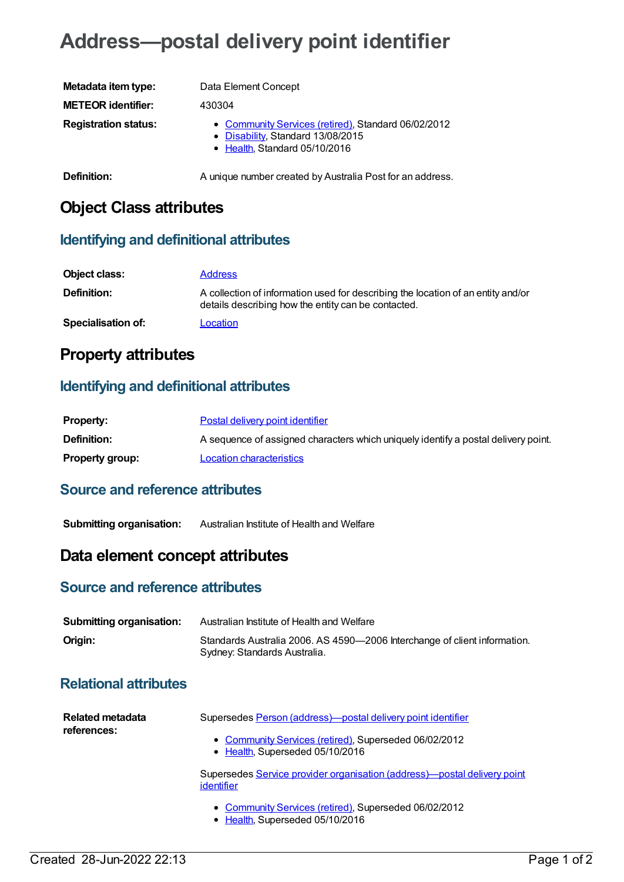# Address—postal delivery point identifier

| | |
|---|---|
| **Metadata item type:** | Data Element Concept |
| **METEOR identifier:** | 430304 |
| **Registration status:** | • Community Services (retired), Standard 06/02/2012<br>• Disability, Standard 13/08/2015<br>• Health, Standard 05/10/2016 |
| **Definition:** | A unique number created by Australia Post for an address. |

## Object Class attributes

### Identifying and definitional attributes

| | |
|---|---|
| **Object class:** | Address |
| **Definition:** | A collection of information used for describing the location of an entity and/or details describing how the entity can be contacted. |
| **Specialisation of:** | Location |

## Property attributes

### Identifying and definitional attributes

| | |
|---|---|
| **Property:** | Postal delivery point identifier |
| **Definition:** | A sequence of assigned characters which uniquely identify a postal delivery point. |
| **Property group:** | Location characteristics |

### Source and reference attributes

| | |
|---|---|
| **Submitting organisation:** | Australian Institute of Health and Welfare |

## Data element concept attributes

### Source and reference attributes

| | |
|---|---|
| **Submitting organisation:** | Australian Institute of Health and Welfare |
| **Origin:** | Standards Australia 2006. AS 4590—2006 Interchange of client information. Sydney: Standards Australia. |

### Relational attributes

**Related metadata references:**

Supersedes Person (address)—postal delivery point identifier

- Community Services (retired), Superseded 06/02/2012
- Health, Superseded 05/10/2016

Supersedes Service provider organisation (address)—postal delivery point identifier

- Community Services (retired), Superseded 06/02/2012
- Health, Superseded 05/10/2016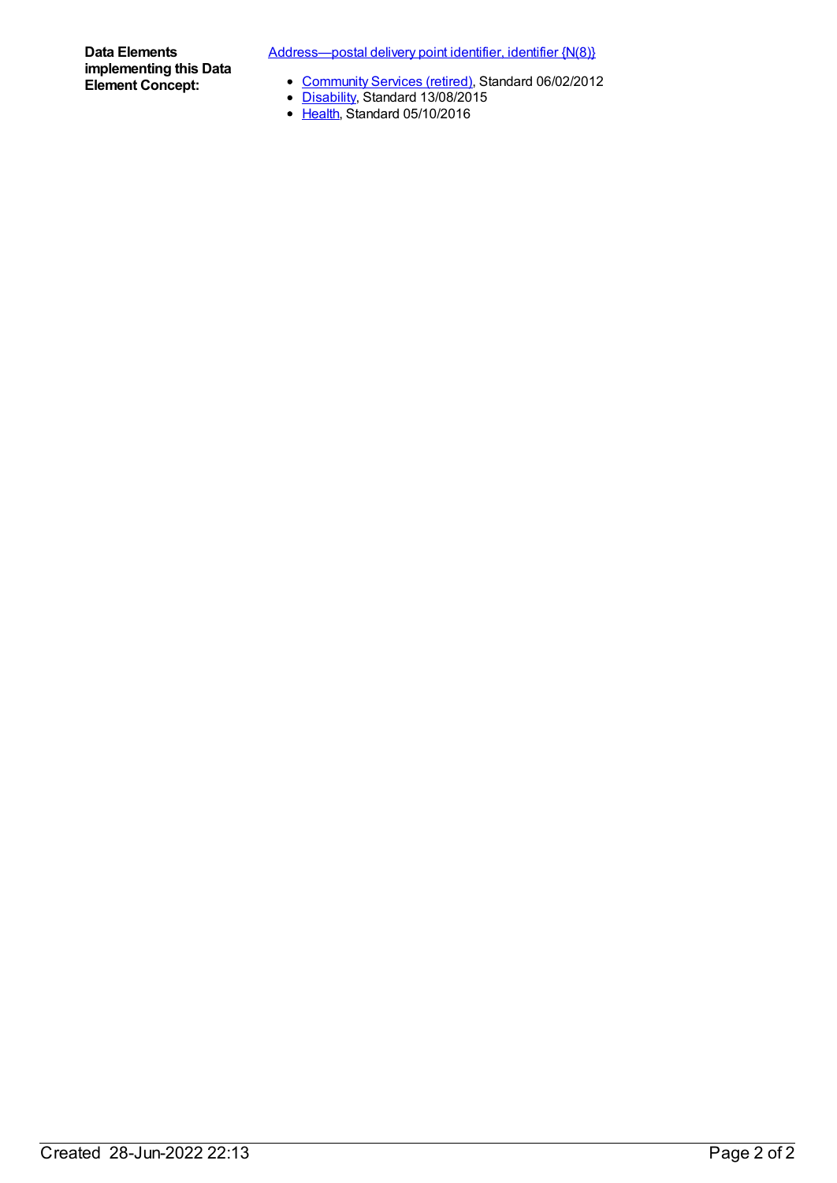**Data Elements implementing this Data Element Concept:**

Address—postal delivery point identifier, identifier {N(8)}

- Community Services (retired), Standard 06/02/2012
- Disability, Standard 13/08/2015
- Health, Standard 05/10/2016